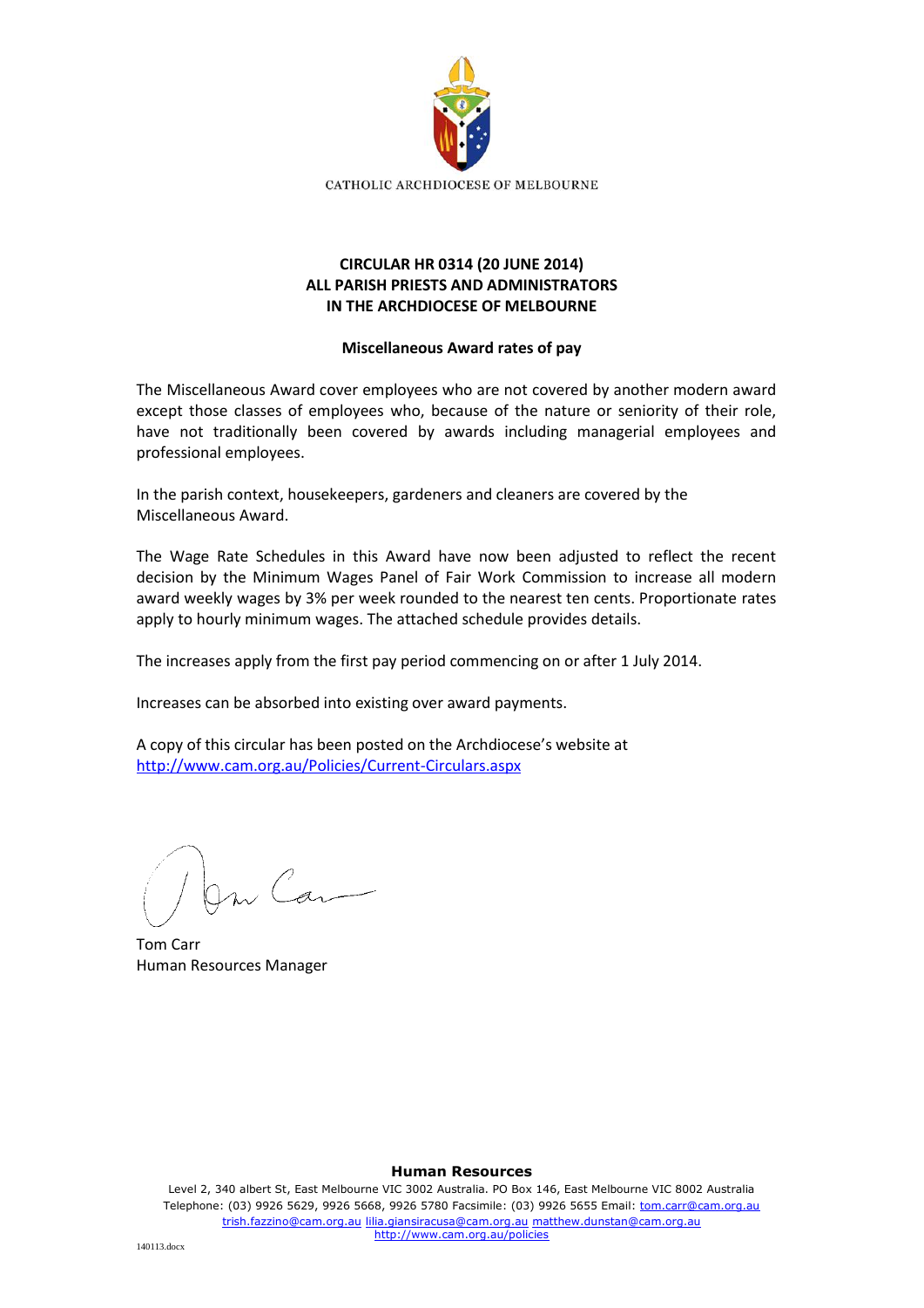CATHOLIC ARCHDIOCESE OF MELBOURNE

**CIRCULAR HR 0314 (20 JUNE 2014)**
**ALL PARISH PRIESTS AND ADMINISTRATORS**
**IN THE ARCHDIOCESE OF MELBOURNE**

**Miscellaneous Award rates of pay**

The Miscellaneous Award cover employees who are not covered by another modern award except those classes of employees who, because of the nature or seniority of their role, have not traditionally been covered by awards including managerial employees and professional employees.

In the parish context, housekeepers, gardeners and cleaners are covered by the Miscellaneous Award.

The Wage Rate Schedules in this Award have now been adjusted to reflect the recent decision by the Minimum Wages Panel of Fair Work Commission to increase all modern award weekly wages by 3% per week rounded to the nearest ten cents. Proportionate rates apply to hourly minimum wages. The attached schedule provides details.

The increases apply from the first pay period commencing on or after 1 July 2014.

Increases can be absorbed into existing over award payments.

A copy of this circular has been posted on the Archdiocese's website at
http://www.cam.org.au/Policies/Current-Circulars.aspx

Tom Carr
Human Resources Manager

**Human Resources**
Level 2, 340 albert St, East Melbourne VIC 3002 Australia. PO Box 146, East Melbourne VIC 8002 Australia
Telephone: (03) 9926 5629, 9926 5668, 9926 5780 Facsimile: (03) 9926 5655 Email: tom.carr@cam.org.au
trish.fazzino@cam.org.au lilia.giansiracusa@cam.org.au matthew.dunstan@cam.org.au
http://www.cam.org.au/policies

140113.docx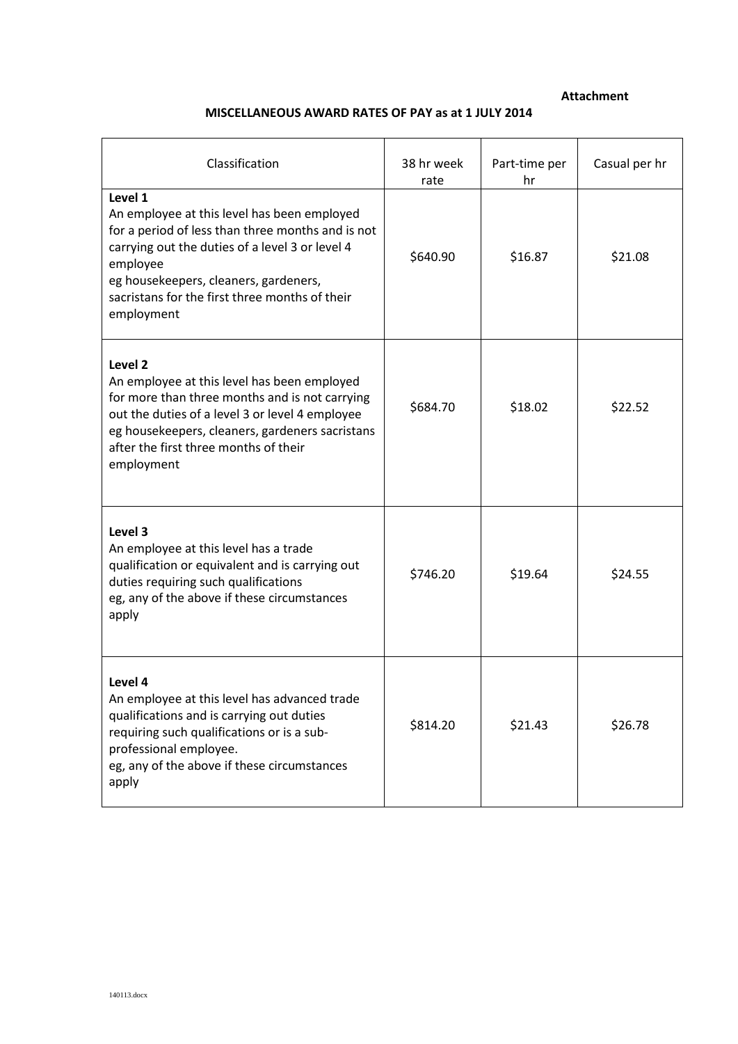**Attachment**

**MISCELLANEOUS AWARD RATES OF PAY as at 1 JULY 2014**

| Classification | 38 hr week rate | Part-time per hr | Casual per hr |
|---|---|---|---|
| **Level 1**<br>An employee at this level has been employed for a period of less than three months and is not carrying out the duties of a level 3 or level 4 employee<br>eg housekeepers, cleaners, gardeners, sacristans for the first three months of their employment | $640.90 | $16.87 | $21.08 |
| **Level 2**<br>An employee at this level has been employed for more than three months and is not carrying out the duties of a level 3 or level 4 employee<br>eg housekeepers, cleaners, gardeners sacristans after the first three months of their employment | $684.70 | $18.02 | $22.52 |
| **Level 3**<br>An employee at this level has a trade qualification or equivalent and is carrying out duties requiring such qualifications<br>eg, any of the above if these circumstances apply | $746.20 | $19.64 | $24.55 |
| **Level 4**<br>An employee at this level has advanced trade qualifications and is carrying out duties requiring such qualifications or is a sub-professional employee.<br>eg, any of the above if these circumstances apply | $814.20 | $21.43 | $26.78 |

140113.docx